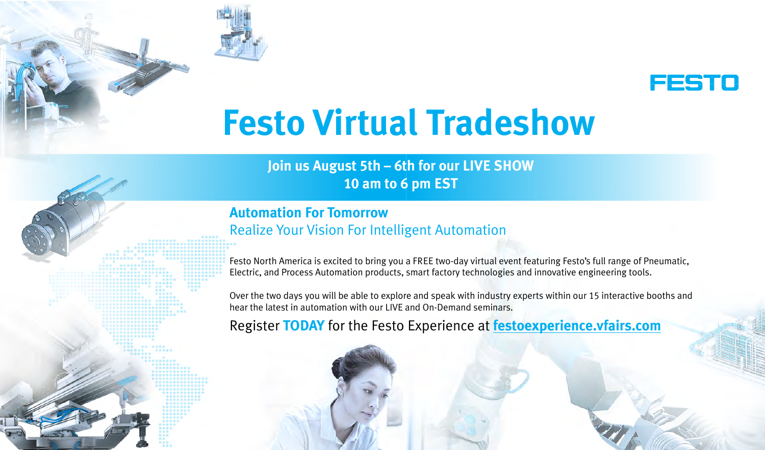FESTO

# Festo Virtual Tradeshow

**Join us August 5th – 6th for our LIVE SHOW**
**10 am to 6 pm EST**

## Automation For Tomorrow

### Realize Your Vision For Intelligent Automation

Festo North America is excited to bring you a FREE two-day virtual event featuring Festo's full range of Pneumatic, Electric, and Process Automation products, smart factory technologies and innovative engineering tools.

Over the two days you will be able to explore and speak with industry experts within our 15 interactive booths and hear the latest in automation with our LIVE and On-Demand seminars.

Register **TODAY** for the Festo Experience at **festoexperience.vfairs.com**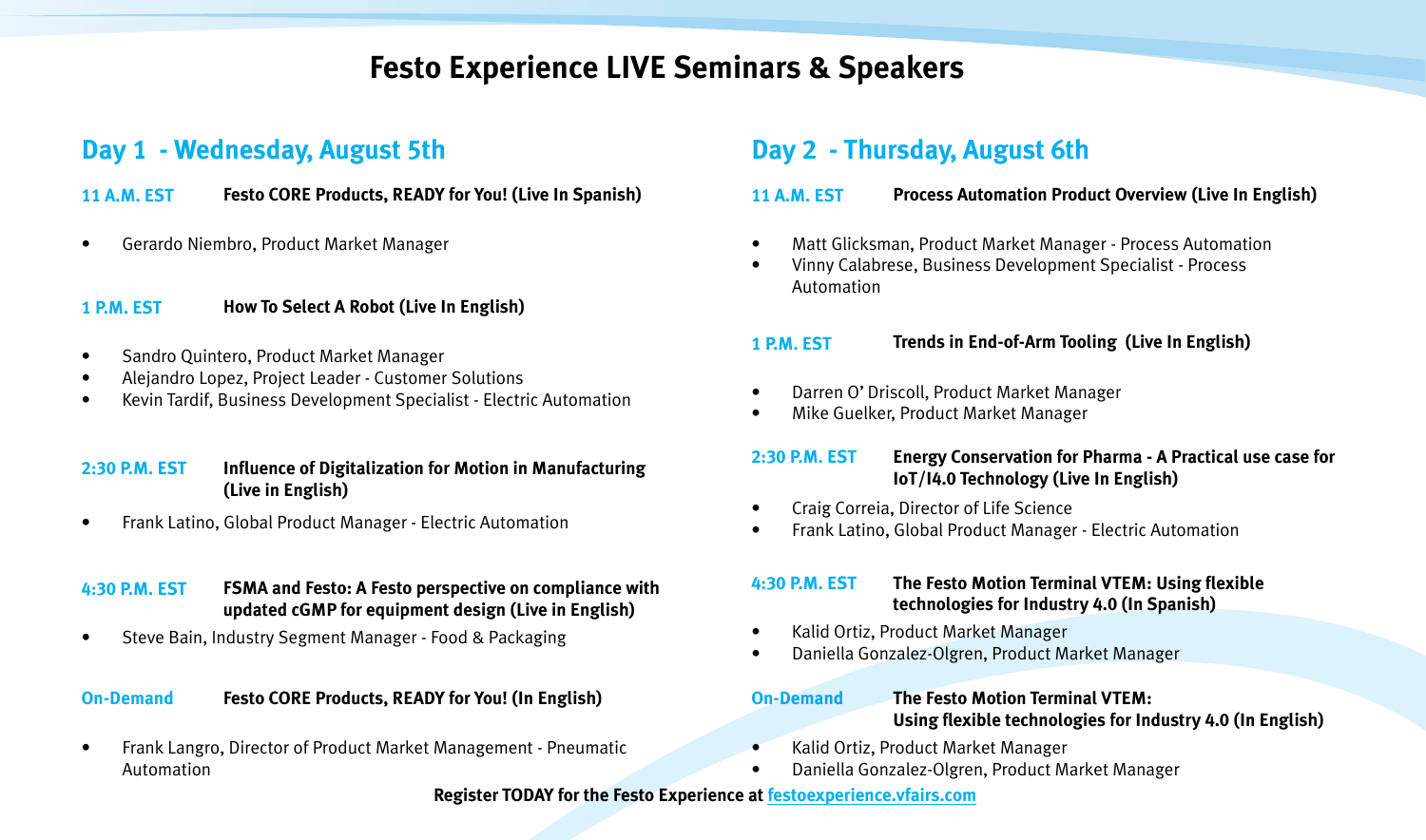# Festo Experience LIVE Seminars & Speakers

## Day 1 - Wednesday, August 5th

**11 A.M. EST** — **Festo CORE Products, READY for You! (Live In Spanish)**

- Gerardo Niembro, Product Market Manager

**1 P.M. EST** — **How To Select A Robot (Live In English)**

- Sandro Quintero, Product Market Manager
- Alejandro Lopez, Project Leader - Customer Solutions
- Kevin Tardif, Business Development Specialist - Electric Automation

**2:30 P.M. EST** — **Influence of Digitalization for Motion in Manufacturing (Live in English)**

- Frank Latino, Global Product Manager - Electric Automation

**4:30 P.M. EST** — **FSMA and Festo: A Festo perspective on compliance with updated cGMP for equipment design (Live in English)**

- Steve Bain, Industry Segment Manager - Food & Packaging

**On-Demand** — **Festo CORE Products, READY for You! (In English)**

- Frank Langro, Director of Product Market Management - Pneumatic Automation

## Day 2 - Thursday, August 6th

**11 A.M. EST** — **Process Automation Product Overview (Live In English)**

- Matt Glicksman, Product Market Manager - Process Automation
- Vinny Calabrese, Business Development Specialist - Process Automation

**1 P.M. EST** — **Trends in End-of-Arm Tooling (Live In English)**

- Darren O' Driscoll, Product Market Manager
- Mike Guelker, Product Market Manager

**2:30 P.M. EST** — **Energy Conservation for Pharma - A Practical use case for IoT/I4.0 Technology (Live In English)**

- Craig Correia, Director of Life Science
- Frank Latino, Global Product Manager - Electric Automation

**4:30 P.M. EST** — **The Festo Motion Terminal VTEM: Using flexible technologies for Industry 4.0 (In Spanish)**

- Kalid Ortiz, Product Market Manager
- Daniella Gonzalez-Olgren, Product Market Manager

**On-Demand** — **The Festo Motion Terminal VTEM: Using flexible technologies for Industry 4.0 (In English)**

- Kalid Ortiz, Product Market Manager
- Daniella Gonzalez-Olgren, Product Market Manager

**Register TODAY for the Festo Experience at [festoexperience.vfairs.com](festoexperience.vfairs.com)**